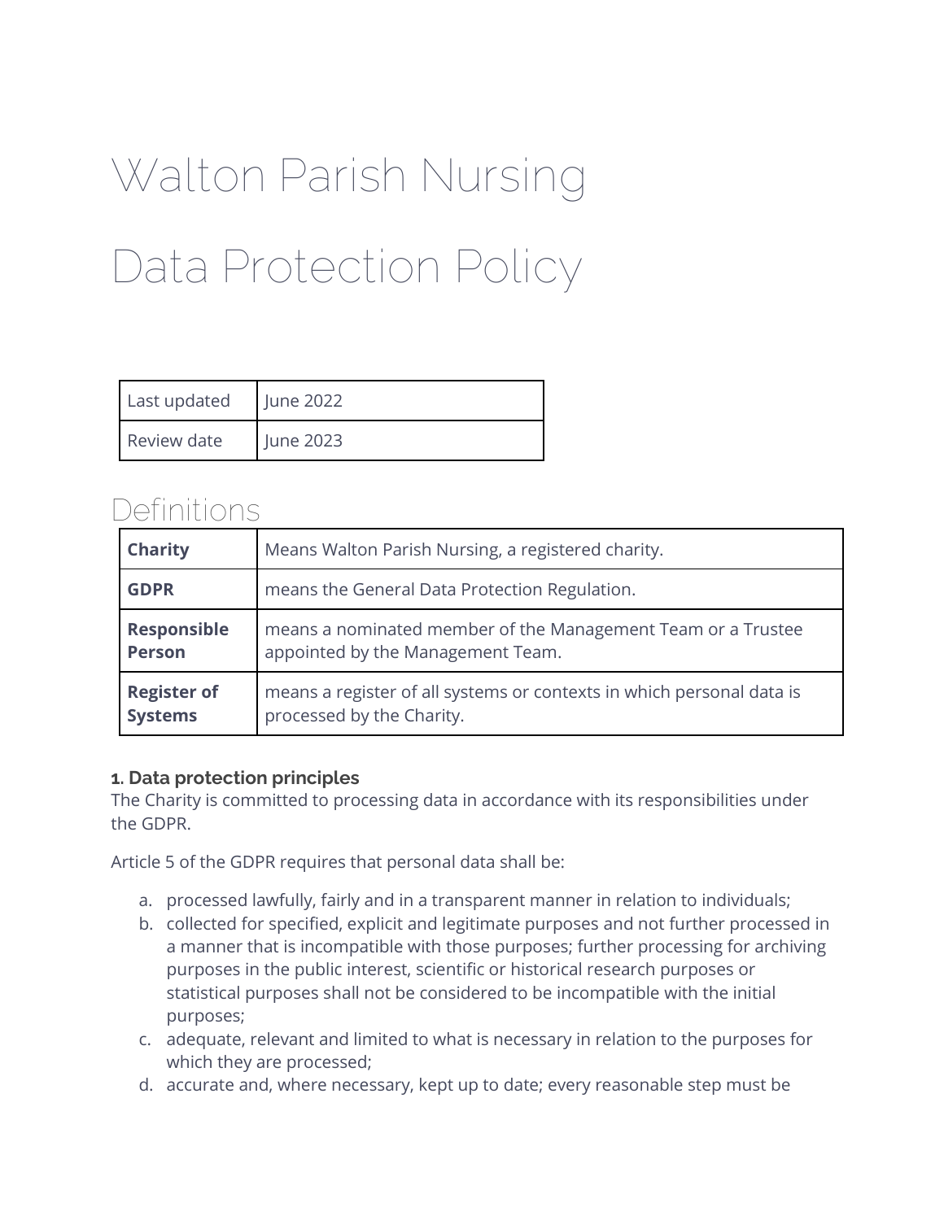# Walton Parish Nursing

# Data Protection Policy

| Last updated | June 2022 |
|---|---|
| Review date | June 2023 |

## Definitions

| **Charity** | Means Walton Parish Nursing, a registered charity. |
|---|---|
| **GDPR** | means the General Data Protection Regulation. |
| **Responsible Person** | means a nominated member of the Management Team or a Trustee appointed by the Management Team. |
| **Register of Systems** | means a register of all systems or contexts in which personal data is processed by the Charity. |

### 1. Data protection principles

The Charity is committed to processing data in accordance with its responsibilities under the GDPR.

Article 5 of the GDPR requires that personal data shall be:

a. processed lawfully, fairly and in a transparent manner in relation to individuals;
b. collected for specified, explicit and legitimate purposes and not further processed in a manner that is incompatible with those purposes; further processing for archiving purposes in the public interest, scientific or historical research purposes or statistical purposes shall not be considered to be incompatible with the initial purposes;
c. adequate, relevant and limited to what is necessary in relation to the purposes for which they are processed;
d. accurate and, where necessary, kept up to date; every reasonable step must be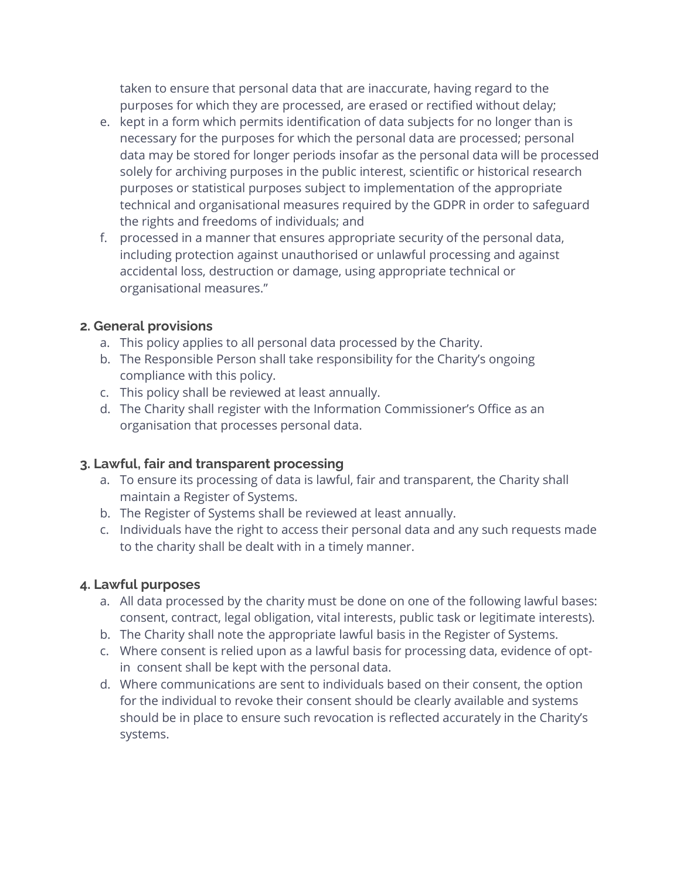taken to ensure that personal data that are inaccurate, having regard to the purposes for which they are processed, are erased or rectified without delay;

e. kept in a form which permits identification of data subjects for no longer than is necessary for the purposes for which the personal data are processed; personal data may be stored for longer periods insofar as the personal data will be processed solely for archiving purposes in the public interest, scientific or historical research purposes or statistical purposes subject to implementation of the appropriate technical and organisational measures required by the GDPR in order to safeguard the rights and freedoms of individuals; and

f. processed in a manner that ensures appropriate security of the personal data, including protection against unauthorised or unlawful processing and against accidental loss, destruction or damage, using appropriate technical or organisational measures."

### 2. General provisions

a. This policy applies to all personal data processed by the Charity.

b. The Responsible Person shall take responsibility for the Charity's ongoing compliance with this policy.

c. This policy shall be reviewed at least annually.

d. The Charity shall register with the Information Commissioner's Office as an organisation that processes personal data.

### 3. Lawful, fair and transparent processing

a. To ensure its processing of data is lawful, fair and transparent, the Charity shall maintain a Register of Systems.

b. The Register of Systems shall be reviewed at least annually.

c. Individuals have the right to access their personal data and any such requests made to the charity shall be dealt with in a timely manner.

### 4. Lawful purposes

a. All data processed by the charity must be done on one of the following lawful bases: consent, contract, legal obligation, vital interests, public task or legitimate interests).

b. The Charity shall note the appropriate lawful basis in the Register of Systems.

c. Where consent is relied upon as a lawful basis for processing data, evidence of opt-in consent shall be kept with the personal data.

d. Where communications are sent to individuals based on their consent, the option for the individual to revoke their consent should be clearly available and systems should be in place to ensure such revocation is reflected accurately in the Charity's systems.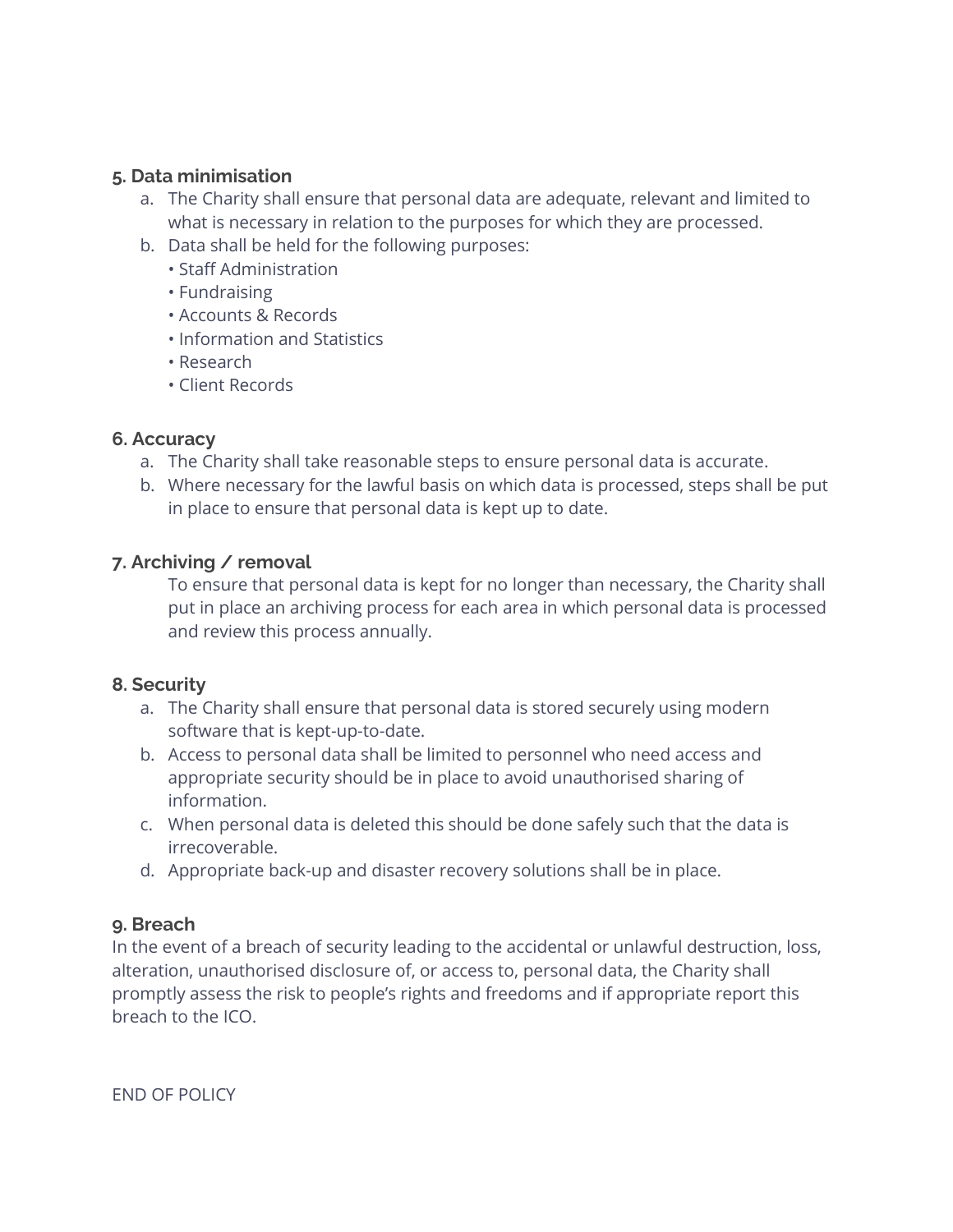**5. Data minimisation**

a. The Charity shall ensure that personal data are adequate, relevant and limited to what is necessary in relation to the purposes for which they are processed.

b. Data shall be held for the following purposes:
   - Staff Administration
   - Fundraising
   - Accounts & Records
   - Information and Statistics
   - Research
   - Client Records

**6. Accuracy**

a. The Charity shall take reasonable steps to ensure personal data is accurate.

b. Where necessary for the lawful basis on which data is processed, steps shall be put in place to ensure that personal data is kept up to date.

**7. Archiving / removal**

To ensure that personal data is kept for no longer than necessary, the Charity shall put in place an archiving process for each area in which personal data is processed and review this process annually.

**8. Security**

a. The Charity shall ensure that personal data is stored securely using modern software that is kept-up-to-date.

b. Access to personal data shall be limited to personnel who need access and appropriate security should be in place to avoid unauthorised sharing of information.

c. When personal data is deleted this should be done safely such that the data is irrecoverable.

d. Appropriate back-up and disaster recovery solutions shall be in place.

**9. Breach**

In the event of a breach of security leading to the accidental or unlawful destruction, loss, alteration, unauthorised disclosure of, or access to, personal data, the Charity shall promptly assess the risk to people's rights and freedoms and if appropriate report this breach to the ICO.

END OF POLICY